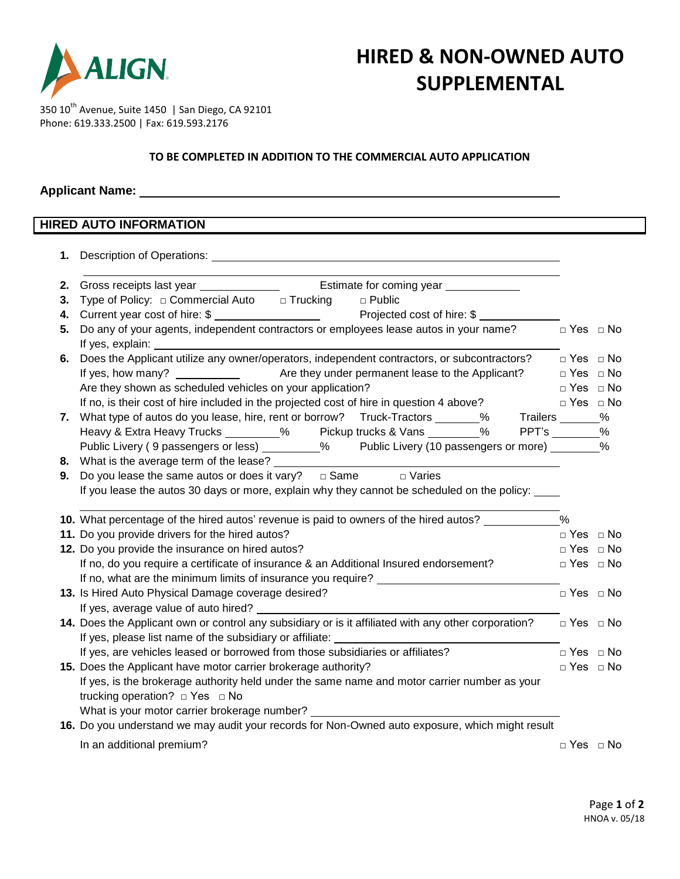ALIGN

350 10th Avenue, Suite 1450 | San Diego, CA 92101
Phone: 619.333.2500 | Fax: 619.593.2176

# HIRED & NON-OWNED AUTO SUPPLEMENTAL

**TO BE COMPLETED IN ADDITION TO THE COMMERCIAL AUTO APPLICATION**

**Applicant Name:** ______________________________

## HIRED AUTO INFORMATION

1. Description of Operations: ______________________________

2. Gross receipts last year ____________ Estimate for coming year ____________
3. Type of Policy: □ Commercial Auto □ Trucking □ Public
4. Current year cost of hire: $ ____________ Projected cost of hire: $ ____________
5. Do any of your agents, independent contractors or employees lease autos in your name? □ Yes □ No
   If yes, explain: ______________________________
6. Does the Applicant utilize any owner/operators, independent contractors, or subcontractors? □ Yes □ No
   If yes, how many? ________ Are they under permanent lease to the Applicant? □ Yes □ No
   Are they shown as scheduled vehicles on your application? □ Yes □ No
   If no, is their cost of hire included in the projected cost of hire in question 4 above? □ Yes □ No
7. What type of autos do you lease, hire, rent or borrow? Truck-Tractors ______% Trailers ______%
   Heavy & Extra Heavy Trucks ______% Pickup trucks & Vans ______% PPT's ______%
   Public Livery ( 9 passengers or less) ______% Public Livery (10 passengers or more) ______%
8. What is the average term of the lease? ______________________________
9. Do you lease the same autos or does it vary? □ Same □ Varies
   If you lease the autos 30 days or more, explain why they cannot be scheduled on the policy: ____

10. What percentage of the hired autos' revenue is paid to owners of the hired autos? ________%
11. Do you provide drivers for the hired autos? □ Yes □ No
12. Do you provide the insurance on hired autos? □ Yes □ No
    If no, do you require a certificate of insurance & an Additional Insured endorsement? □ Yes □ No
    If no, what are the minimum limits of insurance you require? ______________________________
13. Is Hired Auto Physical Damage coverage desired? □ Yes □ No
    If yes, average value of auto hired? ______________________________
14. Does the Applicant own or control any subsidiary or is it affiliated with any other corporation? □ Yes □ No
    If yes, please list name of the subsidiary or affiliate: ______________________________
    If yes, are vehicles leased or borrowed from those subsidiaries or affiliates? □ Yes □ No
15. Does the Applicant have motor carrier brokerage authority? □ Yes □ No
    If yes, is the brokerage authority held under the same name and motor carrier number as your trucking operation? □ Yes □ No
    What is your motor carrier brokerage number? ______________________________
16. Do you understand we may audit your records for Non-Owned auto exposure, which might result In an additional premium? □ Yes □ No

HNOA v. 05/18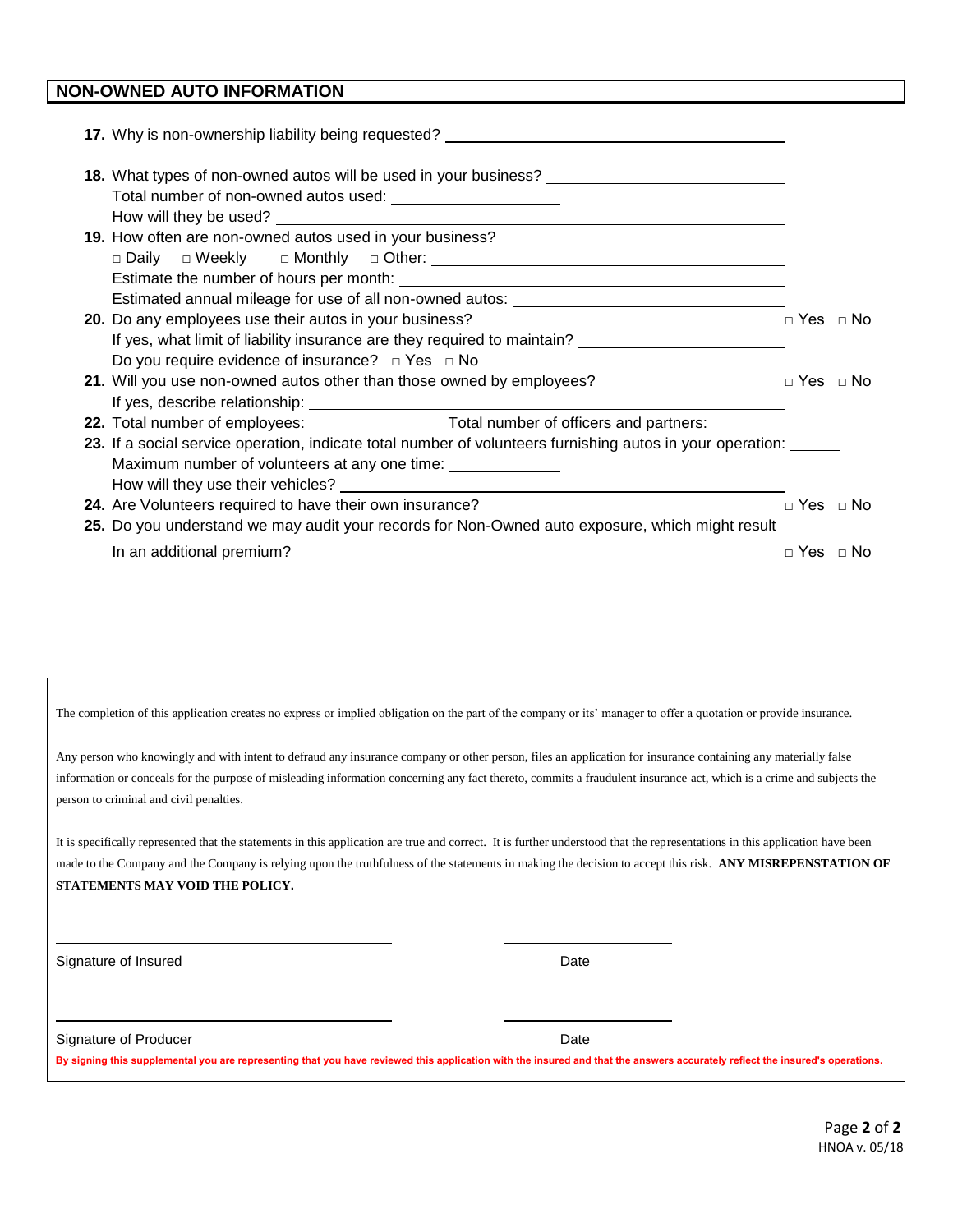## NON-OWNED AUTO INFORMATION

**17.** Why is non-ownership liability being requested? ______________________________

______________________________

**18.** What types of non-owned autos will be used in your business? ______________________________

Total number of non-owned autos used: ____________________

How will they be used? ______________________________

**19.** How often are non-owned autos used in your business?

□ Daily □ Weekly □ Monthly □ Other: ______________________________

Estimate the number of hours per month: ______________________________

Estimated annual mileage for use of all non-owned autos: ______________________________

**20.** Do any employees use their autos in your business? □ Yes □ No

If yes, what limit of liability insurance are they required to maintain? ____________________

Do you require evidence of insurance? □ Yes □ No

**21.** Will you use non-owned autos other than those owned by employees? □ Yes □ No

If yes, describe relationship: ______________________________

**22.** Total number of employees: __________ Total number of officers and partners: _________

**23.** If a social service operation, indicate total number of volunteers furnishing autos in your operation: ______

Maximum number of volunteers at any one time: _____________

How will they use their vehicles? ______________________________

**24.** Are Volunteers required to have their own insurance? □ Yes □ No

**25.** Do you understand we may audit your records for Non-Owned auto exposure, which might result In an additional premium? □ Yes □ No

---

The completion of this application creates no express or implied obligation on the part of the company or its' manager to offer a quotation or provide insurance.

Any person who knowingly and with intent to defraud any insurance company or other person, files an application for insurance containing any materially false information or conceals for the purpose of misleading information concerning any fact thereto, commits a fraudulent insurance act, which is a crime and subjects the person to criminal and civil penalties.

It is specifically represented that the statements in this application are true and correct. It is further understood that the representations in this application have been made to the Company and the Company is relying upon the truthfulness of the statements in making the decision to accept this risk. **ANY MISREPENSTATION OF STATEMENTS MAY VOID THE POLICY.**

______________________________ ____________________

Signature of Insured Date

______________________________ ____________________

Signature of Producer Date

**By signing this supplemental you are representing that you have reviewed this application with the insured and that the answers accurately reflect the insured's operations.**

HNOA v. 05/18